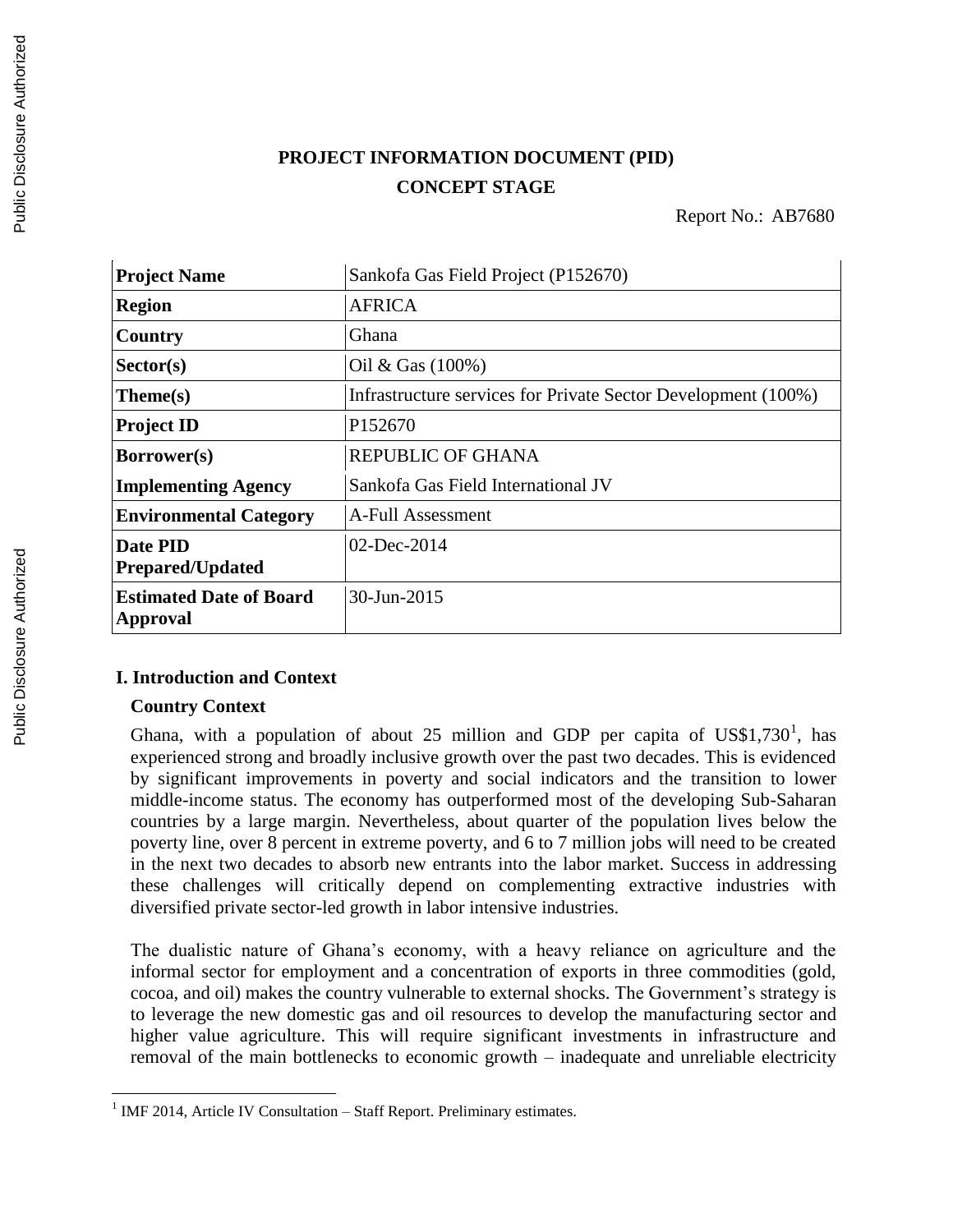# PROJECT INFORMATION DOCUMENT (PID)
## CONCEPT STAGE

Report No.: AB7680

| **Project Name** | Sankofa Gas Field Project (P152670) |
|---|---|
| **Region** | AFRICA |
| **Country** | Ghana |
| **Sector(s)** | Oil & Gas (100%) |
| **Theme(s)** | Infrastructure services for Private Sector Development (100%) |
| **Project ID** | P152670 |
| **Borrower(s)** | REPUBLIC OF GHANA |
| **Implementing Agency** | Sankofa Gas Field International JV |
| **Environmental Category** | A-Full Assessment |
| **Date PID Prepared/Updated** | 02-Dec-2014 |
| **Estimated Date of Board Approval** | 30-Jun-2015 |

## I. Introduction and Context

### Country Context

Ghana, with a population of about 25 million and GDP per capita of US$1,730[1], has experienced strong and broadly inclusive growth over the past two decades. This is evidenced by significant improvements in poverty and social indicators and the transition to lower middle-income status. The economy has outperformed most of the developing Sub-Saharan countries by a large margin. Nevertheless, about quarter of the population lives below the poverty line, over 8 percent in extreme poverty, and 6 to 7 million jobs will need to be created in the next two decades to absorb new entrants into the labor market. Success in addressing these challenges will critically depend on complementing extractive industries with diversified private sector-led growth in labor intensive industries.

The dualistic nature of Ghana's economy, with a heavy reliance on agriculture and the informal sector for employment and a concentration of exports in three commodities (gold, cocoa, and oil) makes the country vulnerable to external shocks. The Government's strategy is to leverage the new domestic gas and oil resources to develop the manufacturing sector and higher value agriculture. This will require significant investments in infrastructure and removal of the main bottlenecks to economic growth – inadequate and unreliable electricity

[1] IMF 2014, Article IV Consultation – Staff Report. Preliminary estimates.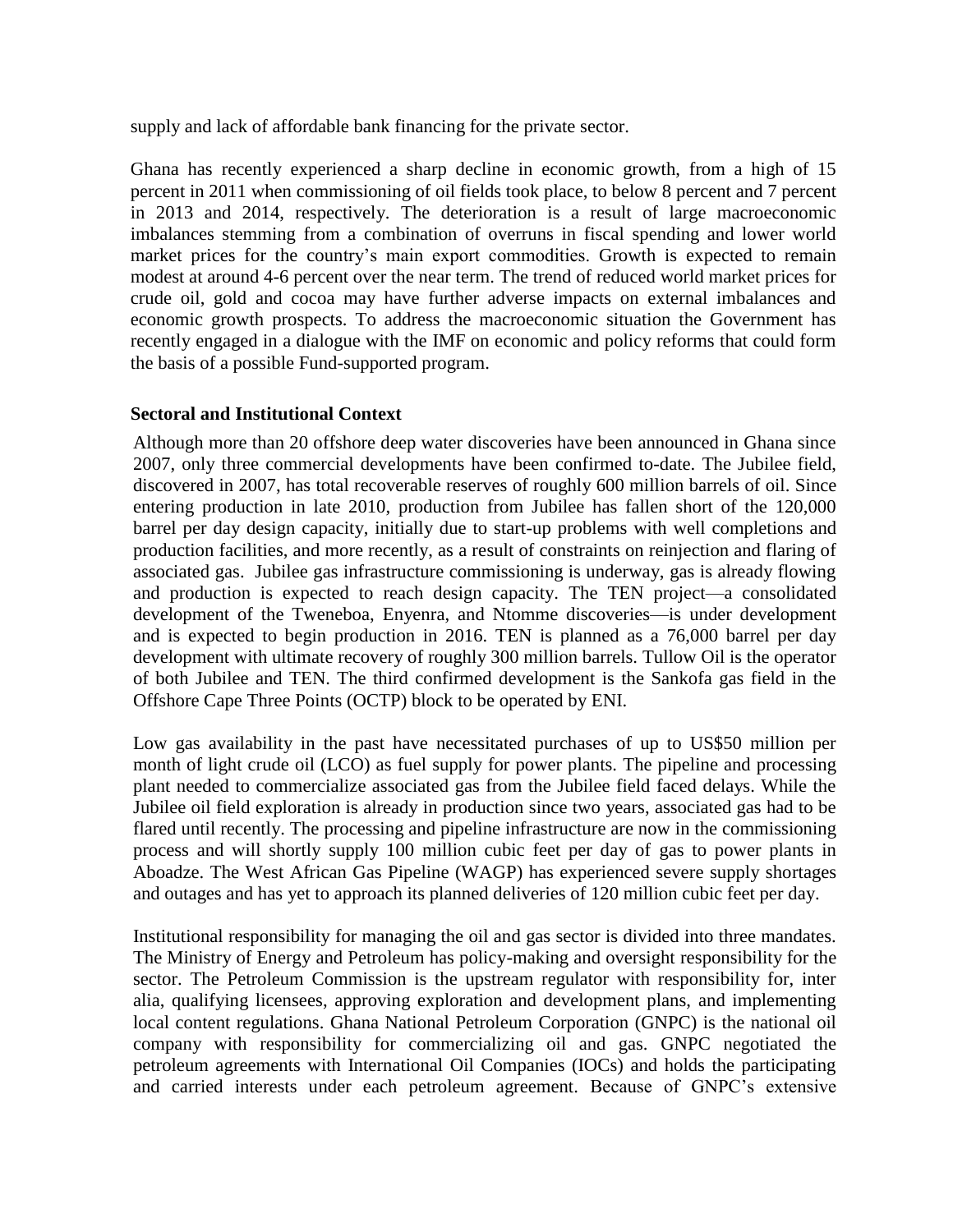supply and lack of affordable bank financing for the private sector.

Ghana has recently experienced a sharp decline in economic growth, from a high of 15 percent in 2011 when commissioning of oil fields took place, to below 8 percent and 7 percent in 2013 and 2014, respectively. The deterioration is a result of large macroeconomic imbalances stemming from a combination of overruns in fiscal spending and lower world market prices for the country's main export commodities. Growth is expected to remain modest at around 4-6 percent over the near term. The trend of reduced world market prices for crude oil, gold and cocoa may have further adverse impacts on external imbalances and economic growth prospects. To address the macroeconomic situation the Government has recently engaged in a dialogue with the IMF on economic and policy reforms that could form the basis of a possible Fund-supported program.

**Sectoral and Institutional Context**

Although more than 20 offshore deep water discoveries have been announced in Ghana since 2007, only three commercial developments have been confirmed to-date. The Jubilee field, discovered in 2007, has total recoverable reserves of roughly 600 million barrels of oil. Since entering production in late 2010, production from Jubilee has fallen short of the 120,000 barrel per day design capacity, initially due to start-up problems with well completions and production facilities, and more recently, as a result of constraints on reinjection and flaring of associated gas. Jubilee gas infrastructure commissioning is underway, gas is already flowing and production is expected to reach design capacity. The TEN project—a consolidated development of the Tweneboa, Enyenra, and Ntomme discoveries—is under development and is expected to begin production in 2016. TEN is planned as a 76,000 barrel per day development with ultimate recovery of roughly 300 million barrels. Tullow Oil is the operator of both Jubilee and TEN. The third confirmed development is the Sankofa gas field in the Offshore Cape Three Points (OCTP) block to be operated by ENI.

Low gas availability in the past have necessitated purchases of up to US$50 million per month of light crude oil (LCO) as fuel supply for power plants. The pipeline and processing plant needed to commercialize associated gas from the Jubilee field faced delays. While the Jubilee oil field exploration is already in production since two years, associated gas had to be flared until recently. The processing and pipeline infrastructure are now in the commissioning process and will shortly supply 100 million cubic feet per day of gas to power plants in Aboadze. The West African Gas Pipeline (WAGP) has experienced severe supply shortages and outages and has yet to approach its planned deliveries of 120 million cubic feet per day.

Institutional responsibility for managing the oil and gas sector is divided into three mandates. The Ministry of Energy and Petroleum has policy-making and oversight responsibility for the sector. The Petroleum Commission is the upstream regulator with responsibility for, inter alia, qualifying licensees, approving exploration and development plans, and implementing local content regulations. Ghana National Petroleum Corporation (GNPC) is the national oil company with responsibility for commercializing oil and gas. GNPC negotiated the petroleum agreements with International Oil Companies (IOCs) and holds the participating and carried interests under each petroleum agreement. Because of GNPC's extensive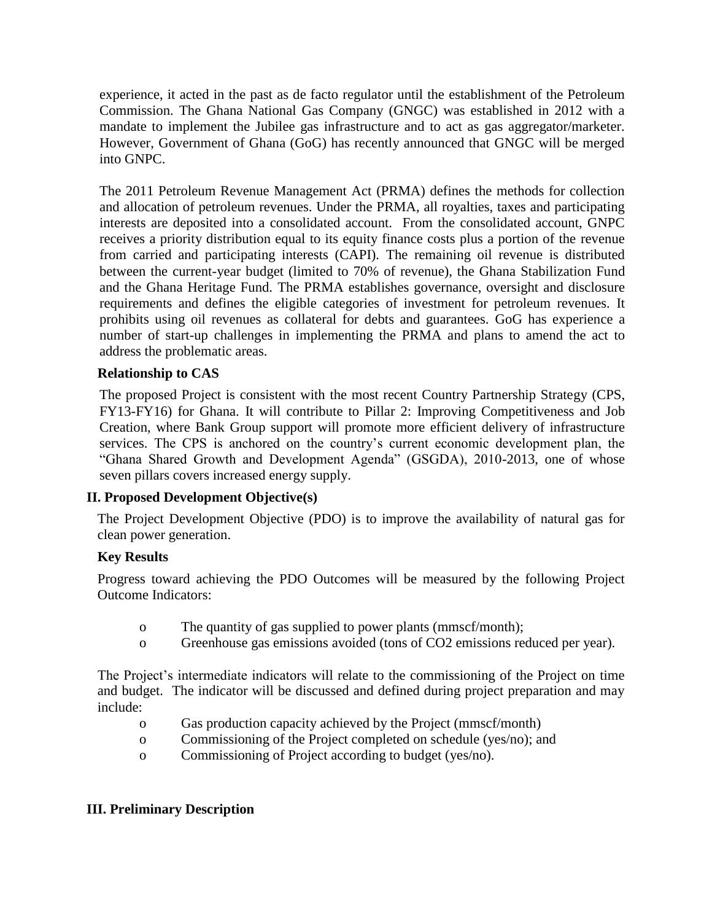experience, it acted in the past as de facto regulator until the establishment of the Petroleum Commission. The Ghana National Gas Company (GNGC) was established in 2012 with a mandate to implement the Jubilee gas infrastructure and to act as gas aggregator/marketer. However, Government of Ghana (GoG) has recently announced that GNGC will be merged into GNPC.

The 2011 Petroleum Revenue Management Act (PRMA) defines the methods for collection and allocation of petroleum revenues. Under the PRMA, all royalties, taxes and participating interests are deposited into a consolidated account. From the consolidated account, GNPC receives a priority distribution equal to its equity finance costs plus a portion of the revenue from carried and participating interests (CAPI). The remaining oil revenue is distributed between the current-year budget (limited to 70% of revenue), the Ghana Stabilization Fund and the Ghana Heritage Fund. The PRMA establishes governance, oversight and disclosure requirements and defines the eligible categories of investment for petroleum revenues. It prohibits using oil revenues as collateral for debts and guarantees. GoG has experience a number of start-up challenges in implementing the PRMA and plans to amend the act to address the problematic areas.

### Relationship to CAS

The proposed Project is consistent with the most recent Country Partnership Strategy (CPS, FY13-FY16) for Ghana. It will contribute to Pillar 2: Improving Competitiveness and Job Creation, where Bank Group support will promote more efficient delivery of infrastructure services. The CPS is anchored on the country's current economic development plan, the "Ghana Shared Growth and Development Agenda" (GSGDA), 2010-2013, one of whose seven pillars covers increased energy supply.

## II. Proposed Development Objective(s)

The Project Development Objective (PDO) is to improve the availability of natural gas for clean power generation.

### Key Results

Progress toward achieving the PDO Outcomes will be measured by the following Project Outcome Indicators:

- The quantity of gas supplied to power plants (mmscf/month);
- Greenhouse gas emissions avoided (tons of $CO_2$ emissions reduced per year).

The Project's intermediate indicators will relate to the commissioning of the Project on time and budget. The indicator will be discussed and defined during project preparation and may include:

- Gas production capacity achieved by the Project (mmscf/month)
- Commissioning of the Project completed on schedule (yes/no); and
- Commissioning of Project according to budget (yes/no).

## III. Preliminary Description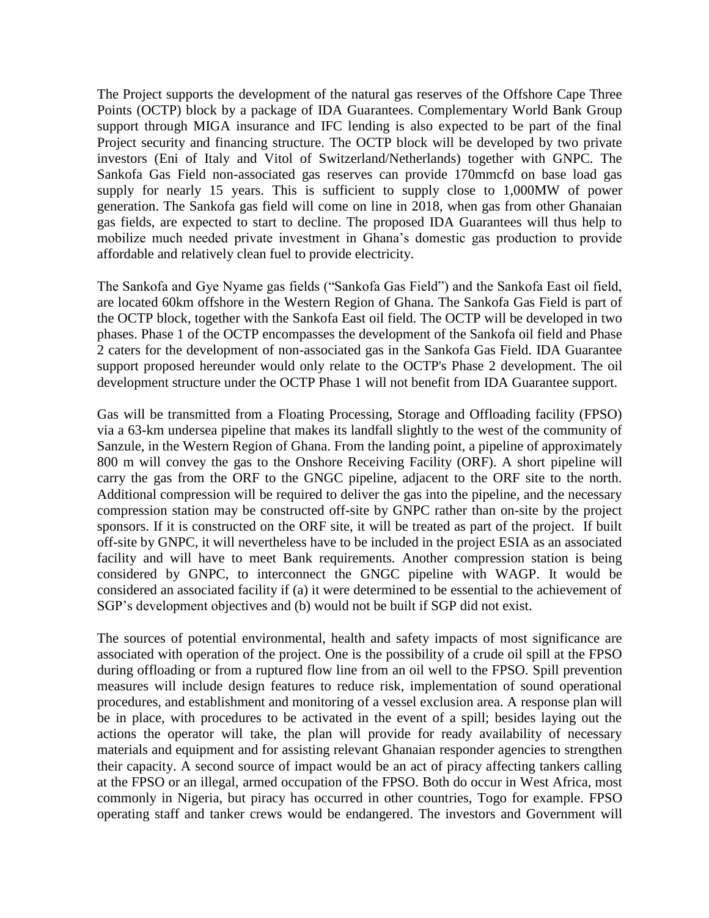The Project supports the development of the natural gas reserves of the Offshore Cape Three Points (OCTP) block by a package of IDA Guarantees. Complementary World Bank Group support through MIGA insurance and IFC lending is also expected to be part of the final Project security and financing structure. The OCTP block will be developed by two private investors (Eni of Italy and Vitol of Switzerland/Netherlands) together with GNPC. The Sankofa Gas Field non-associated gas reserves can provide 170mmcfd on base load gas supply for nearly 15 years. This is sufficient to supply close to 1,000MW of power generation. The Sankofa gas field will come on line in 2018, when gas from other Ghanaian gas fields, are expected to start to decline. The proposed IDA Guarantees will thus help to mobilize much needed private investment in Ghana's domestic gas production to provide affordable and relatively clean fuel to provide electricity.

The Sankofa and Gye Nyame gas fields ("Sankofa Gas Field") and the Sankofa East oil field, are located 60km offshore in the Western Region of Ghana. The Sankofa Gas Field is part of the OCTP block, together with the Sankofa East oil field. The OCTP will be developed in two phases. Phase 1 of the OCTP encompasses the development of the Sankofa oil field and Phase 2 caters for the development of non-associated gas in the Sankofa Gas Field. IDA Guarantee support proposed hereunder would only relate to the OCTP's Phase 2 development. The oil development structure under the OCTP Phase 1 will not benefit from IDA Guarantee support.

Gas will be transmitted from a Floating Processing, Storage and Offloading facility (FPSO) via a 63-km undersea pipeline that makes its landfall slightly to the west of the community of Sanzule, in the Western Region of Ghana. From the landing point, a pipeline of approximately 800 m will convey the gas to the Onshore Receiving Facility (ORF). A short pipeline will carry the gas from the ORF to the GNGC pipeline, adjacent to the ORF site to the north. Additional compression will be required to deliver the gas into the pipeline, and the necessary compression station may be constructed off-site by GNPC rather than on-site by the project sponsors. If it is constructed on the ORF site, it will be treated as part of the project. If built off-site by GNPC, it will nevertheless have to be included in the project ESIA as an associated facility and will have to meet Bank requirements. Another compression station is being considered by GNPC, to interconnect the GNGC pipeline with WAGP. It would be considered an associated facility if (a) it were determined to be essential to the achievement of SGP's development objectives and (b) would not be built if SGP did not exist.

The sources of potential environmental, health and safety impacts of most significance are associated with operation of the project. One is the possibility of a crude oil spill at the FPSO during offloading or from a ruptured flow line from an oil well to the FPSO. Spill prevention measures will include design features to reduce risk, implementation of sound operational procedures, and establishment and monitoring of a vessel exclusion area. A response plan will be in place, with procedures to be activated in the event of a spill; besides laying out the actions the operator will take, the plan will provide for ready availability of necessary materials and equipment and for assisting relevant Ghanaian responder agencies to strengthen their capacity. A second source of impact would be an act of piracy affecting tankers calling at the FPSO or an illegal, armed occupation of the FPSO. Both do occur in West Africa, most commonly in Nigeria, but piracy has occurred in other countries, Togo for example. FPSO operating staff and tanker crews would be endangered. The investors and Government will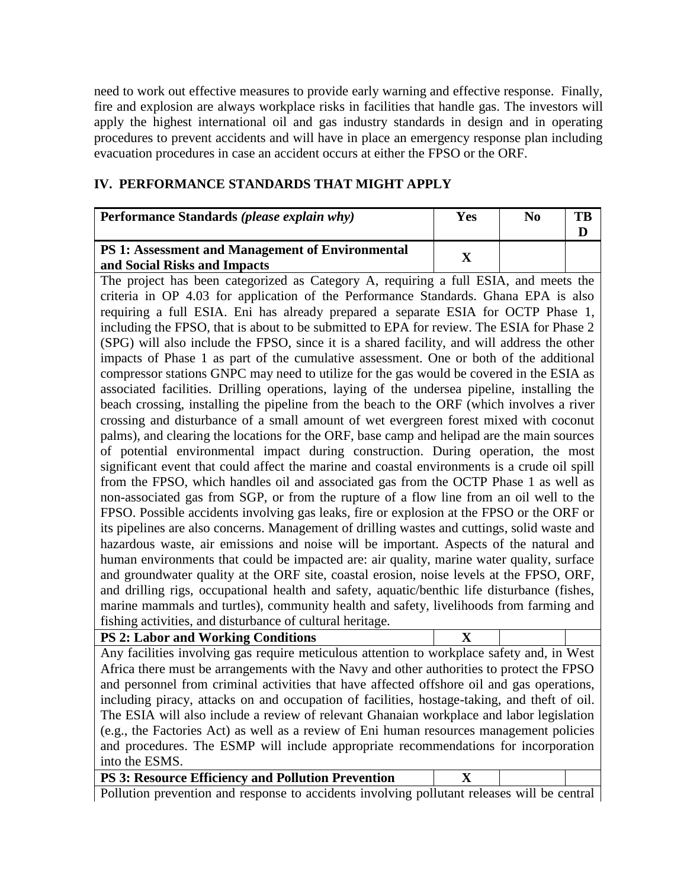need to work out effective measures to provide early warning and effective response. Finally, fire and explosion are always workplace risks in facilities that handle gas. The investors will apply the highest international oil and gas industry standards in design and in operating procedures to prevent accidents and will have in place an emergency response plan including evacuation procedures in case an accident occurs at either the FPSO or the ORF.

## IV. PERFORMANCE STANDARDS THAT MIGHT APPLY

| **Performance Standards** *(please explain why)* | **Yes** | **No** | **TBD** |
|---|---|---|---|
| **PS 1: Assessment and Management of Environmental and Social Risks and Impacts** | **X** | | |
| The project has been categorized as Category A, requiring a full ESIA, and meets the criteria in OP 4.03 for application of the Performance Standards. Ghana EPA is also requiring a full ESIA. Eni has already prepared a separate ESIA for OCTP Phase 1, including the FPSO, that is about to be submitted to EPA for review. The ESIA for Phase 2 (SPG) will also include the FPSO, since it is a shared facility, and will address the other impacts of Phase 1 as part of the cumulative assessment. One or both of the additional compressor stations GNPC may need to utilize for the gas would be covered in the ESIA as associated facilities. Drilling operations, laying of the undersea pipeline, installing the beach crossing, installing the pipeline from the beach to the ORF (which involves a river crossing and disturbance of a small amount of wet evergreen forest mixed with coconut palms), and clearing the locations for the ORF, base camp and helipad are the main sources of potential environmental impact during construction. During operation, the most significant event that could affect the marine and coastal environments is a crude oil spill from the FPSO, which handles oil and associated gas from the OCTP Phase 1 as well as non-associated gas from SGP, or from the rupture of a flow line from an oil well to the FPSO. Possible accidents involving gas leaks, fire or explosion at the FPSO or the ORF or its pipelines are also concerns. Management of drilling wastes and cuttings, solid waste and hazardous waste, air emissions and noise will be important. Aspects of the natural and human environments that could be impacted are: air quality, marine water quality, surface and groundwater quality at the ORF site, coastal erosion, noise levels at the FPSO, ORF, and drilling rigs, occupational health and safety, aquatic/benthic life disturbance (fishes, marine mammals and turtles), community health and safety, livelihoods from farming and fishing activities, and disturbance of cultural heritage. | | | |
| **PS 2: Labor and Working Conditions** | **X** | | |
| Any facilities involving gas require meticulous attention to workplace safety and, in West Africa there must be arrangements with the Navy and other authorities to protect the FPSO and personnel from criminal activities that have affected offshore oil and gas operations, including piracy, attacks on and occupation of facilities, hostage-taking, and theft of oil. The ESIA will also include a review of relevant Ghanaian workplace and labor legislation (e.g., the Factories Act) as well as a review of Eni human resources management policies and procedures. The ESMP will include appropriate recommendations for incorporation into the ESMS. | | | |
| **PS 3: Resource Efficiency and Pollution Prevention** | **X** | | |
| Pollution prevention and response to accidents involving pollutant releases will be central | | | |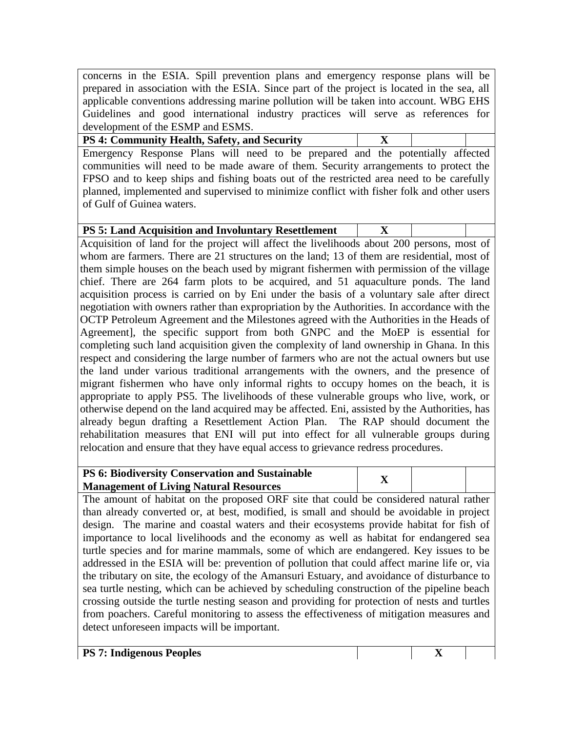| | | | |
|---|---|---|---|
| concerns in the ESIA. Spill prevention plans and emergency response plans will be prepared in association with the ESIA. Since part of the project is located in the sea, all applicable conventions addressing marine pollution will be taken into account. WBG EHS Guidelines and good international industry practices will serve as references for development of the ESMP and ESMS. | | | |
| **PS 4: Community Health, Safety, and Security** | **X** | | |
| Emergency Response Plans will need to be prepared and the potentially affected communities will need to be made aware of them. Security arrangements to protect the FPSO and to keep ships and fishing boats out of the restricted area need to be carefully planned, implemented and supervised to minimize conflict with fisher folk and other users of Gulf of Guinea waters. | | | |
| **PS 5: Land Acquisition and Involuntary Resettlement** | **X** | | |
| Acquisition of land for the project will affect the livelihoods about 200 persons, most of whom are farmers. There are 21 structures on the land; 13 of them are residential, most of them simple houses on the beach used by migrant fishermen with permission of the village chief. There are 264 farm plots to be acquired, and 51 aquaculture ponds. The land acquisition process is carried on by Eni under the basis of a voluntary sale after direct negotiation with owners rather than expropriation by the Authorities. In accordance with the OCTP Petroleum Agreement and the Milestones agreed with the Authorities in the Heads of Agreement], the specific support from both GNPC and the MoEP is essential for completing such land acquisition given the complexity of land ownership in Ghana. In this respect and considering the large number of farmers who are not the actual owners but use the land under various traditional arrangements with the owners, and the presence of migrant fishermen who have only informal rights to occupy homes on the beach, it is appropriate to apply PS5. The livelihoods of these vulnerable groups who live, work, or otherwise depend on the land acquired may be affected. Eni, assisted by the Authorities, has already begun drafting a Resettlement Action Plan. The RAP should document the rehabilitation measures that ENI will put into effect for all vulnerable groups during relocation and ensure that they have equal access to grievance redress procedures. | | | |
| **PS 6: Biodiversity Conservation and Sustainable Management of Living Natural Resources** | **X** | | |
| The amount of habitat on the proposed ORF site that could be considered natural rather than already converted or, at best, modified, is small and should be avoidable in project design. The marine and coastal waters and their ecosystems provide habitat for fish of importance to local livelihoods and the economy as well as habitat for endangered sea turtle species and for marine mammals, some of which are endangered. Key issues to be addressed in the ESIA will be: prevention of pollution that could affect marine life or, via the tributary on site, the ecology of the Amansuri Estuary, and avoidance of disturbance to sea turtle nesting, which can be achieved by scheduling construction of the pipeline beach crossing outside the turtle nesting season and providing for protection of nests and turtles from poachers. Careful monitoring to assess the effectiveness of mitigation measures and detect unforeseen impacts will be important. | | | |
| **PS 7: Indigenous Peoples** | | **X** | |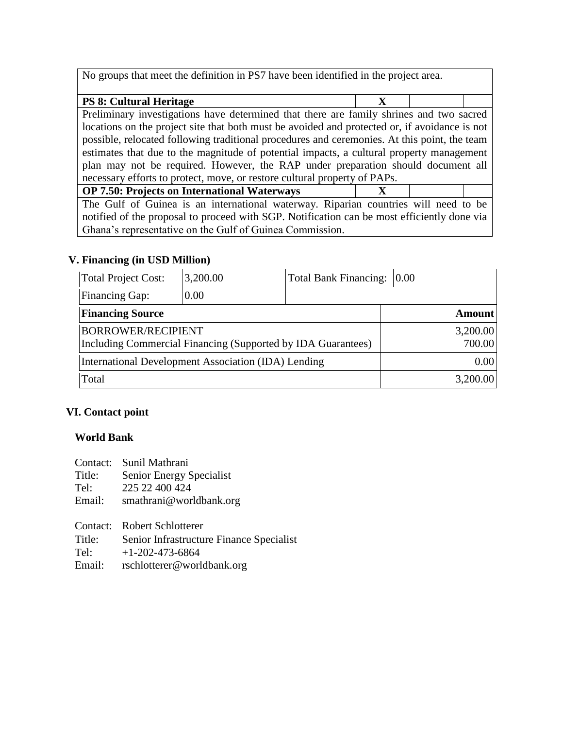| | | | |
|---|---|---|---|
| No groups that meet the definition in PS7 have been identified in the project area. | | | |
| **PS 8: Cultural Heritage** | **X** | | |
| Preliminary investigations have determined that there are family shrines and two sacred locations on the project site that both must be avoided and protected or, if avoidance is not possible, relocated following traditional procedures and ceremonies. At this point, the team estimates that due to the magnitude of potential impacts, a cultural property management plan may not be required. However, the RAP under preparation should document all necessary efforts to protect, move, or restore cultural property of PAPs. | | | |
| **OP 7.50: Projects on International Waterways** | **X** | | |
| The Gulf of Guinea is an international waterway. Riparian countries will need to be notified of the proposal to proceed with SGP. Notification can be most efficiently done via Ghana's representative on the Gulf of Guinea Commission. | | | |

## V. Financing (in USD Million)

| | | | |
|---|---|---|---|
| Total Project Cost: | 3,200.00 | Total Bank Financing: | 0.00 |
| Financing Gap: | 0.00 | | |

| Financing Source | Amount |
|---|---|
| BORROWER/RECIPIENT<br>Including Commercial Financing (Supported by IDA Guarantees) | 3,200.00<br>700.00 |
| International Development Association (IDA) Lending | 0.00 |
| Total | 3,200.00 |

## VI. Contact point

### World Bank

Contact: Sunil Mathrani
Title: Senior Energy Specialist
Tel: 225 22 400 424
Email: smathrani@worldbank.org

Contact: Robert Schlotterer
Title: Senior Infrastructure Finance Specialist
Tel: +1-202-473-6864
Email: rschlotterer@worldbank.org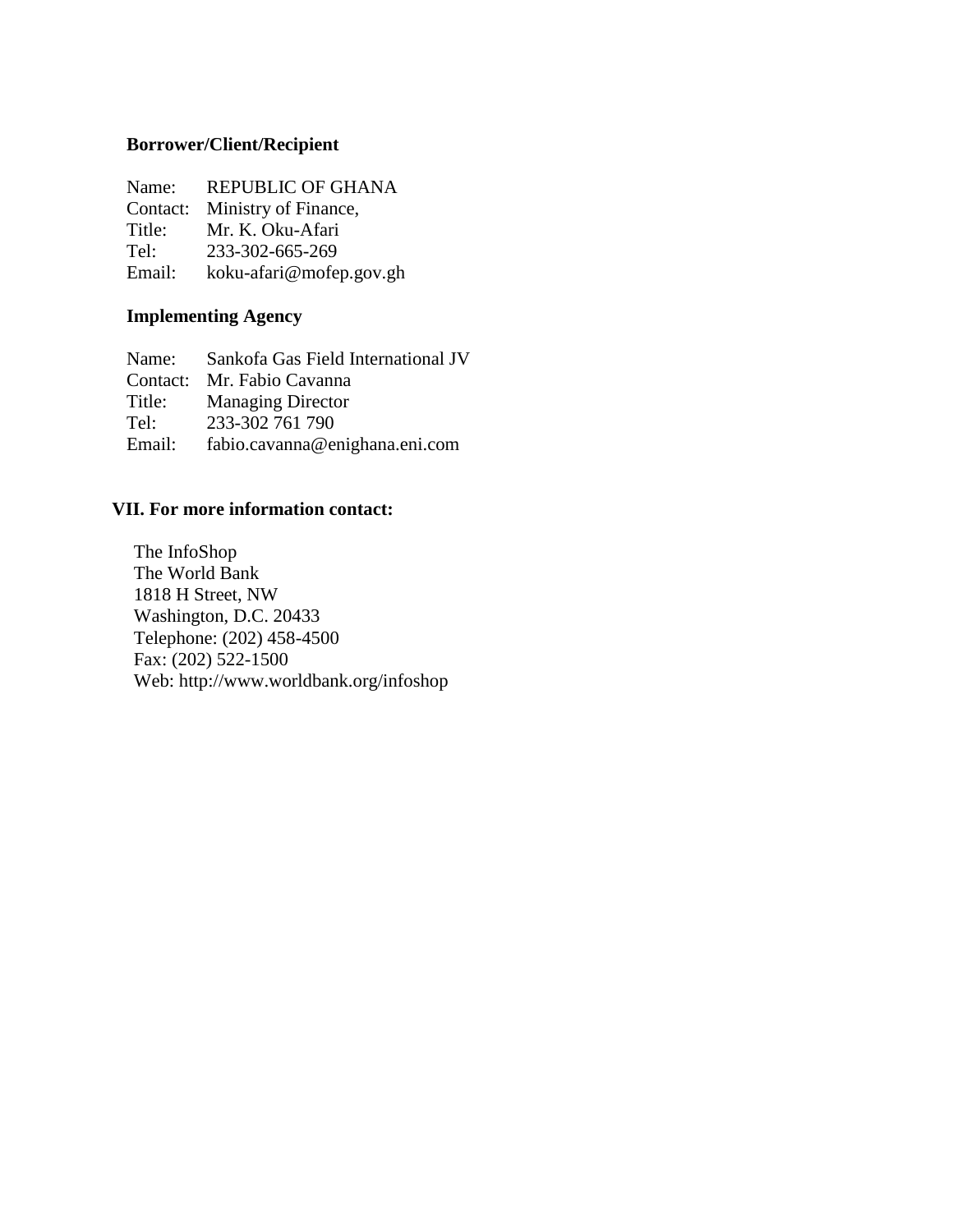**Borrower/Client/Recipient**

| | |
|---|---|
| Name: | REPUBLIC OF GHANA |
| Contact: | Ministry of Finance, |
| Title: | Mr. K. Oku-Afari |
| Tel: | 233-302-665-269 |
| Email: | koku-afari@mofep.gov.gh |

**Implementing Agency**

| | |
|---|---|
| Name: | Sankofa Gas Field International JV |
| Contact: | Mr. Fabio Cavanna |
| Title: | Managing Director |
| Tel: | 233-302 761 790 |
| Email: | fabio.cavanna@enighana.eni.com |

## VII. For more information contact:

The InfoShop
The World Bank
1818 H Street, NW
Washington, D.C. 20433
Telephone: (202) 458-4500
Fax: (202) 522-1500
Web: http://www.worldbank.org/infoshop